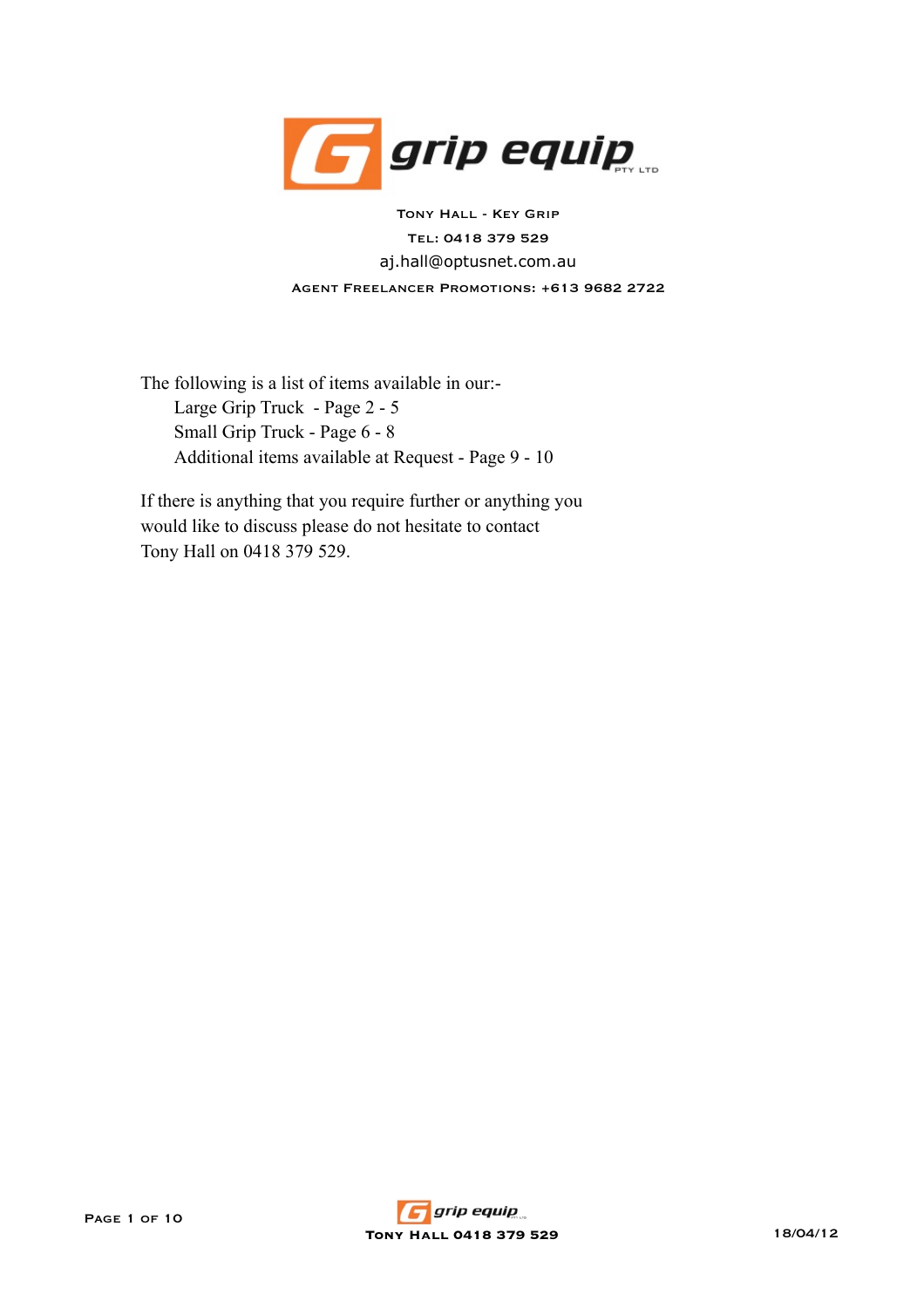# grip equip PTY LTD

Tony Hall - Key Grip

Tel: 0418 379 529

aj.hall@optusnet.com.au

Agent Freelancer Promotions: +613 9682 2722

The following is a list of items available in our:-

- Large Grip Truck - Page 2 - 5
- Small Grip Truck - Page 6 - 8
- Additional items available at Request - Page 9 - 10

If there is anything that you require further or anything you would like to discuss please do not hesitate to contact Tony Hall on 0418 379 529.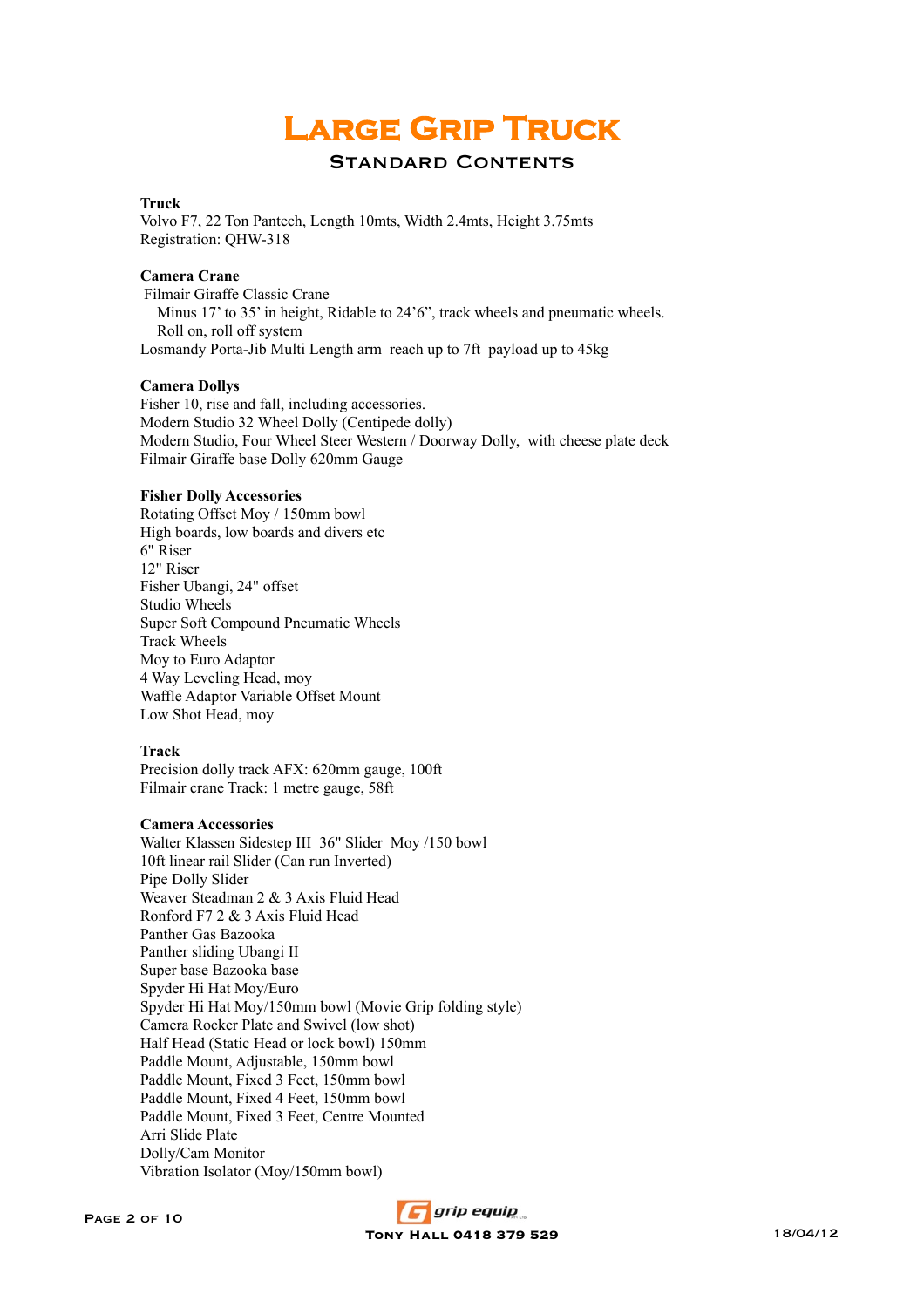# Large Grip Truck

## Standard Contents

**Truck**
Volvo F7, 22 Ton Pantech, Length 10mts, Width 2.4mts, Height 3.75mts
Registration: QHW-318

**Camera Crane**
Filmair Giraffe Classic Crane
Minus 17' to 35' in height, Ridable to 24'6", track wheels and pneumatic wheels.
Roll on, roll off system
Losmandy Porta-Jib Multi Length arm reach up to 7ft payload up to 45kg

**Camera Dollys**
Fisher 10, rise and fall, including accessories.
Modern Studio 32 Wheel Dolly (Centipede dolly)
Modern Studio, Four Wheel Steer Western / Doorway Dolly, with cheese plate deck
Filmair Giraffe base Dolly 620mm Gauge

**Fisher Dolly Accessories**
Rotating Offset Moy / 150mm bowl
High boards, low boards and divers etc
6" Riser
12" Riser
Fisher Ubangi, 24" offset
Studio Wheels
Super Soft Compound Pneumatic Wheels
Track Wheels
Moy to Euro Adaptor
4 Way Leveling Head, moy
Waffle Adaptor Variable Offset Mount
Low Shot Head, moy

**Track**
Precision dolly track AFX: 620mm gauge, 100ft
Filmair crane Track: 1 metre gauge, 58ft

**Camera Accessories**
Walter Klassen Sidestep III 36" Slider Moy /150 bowl
10ft linear rail Slider (Can run Inverted)
Pipe Dolly Slider
Weaver Steadman 2 & 3 Axis Fluid Head
Ronford F7 2 & 3 Axis Fluid Head
Panther Gas Bazooka
Panther sliding Ubangi II
Super base Bazooka base
Spyder Hi Hat Moy/Euro
Spyder Hi Hat Moy/150mm bowl (Movie Grip folding style)
Camera Rocker Plate and Swivel (low shot)
Half Head (Static Head or lock bowl) 150mm
Paddle Mount, Adjustable, 150mm bowl
Paddle Mount, Fixed 3 Feet, 150mm bowl
Paddle Mount, Fixed 4 Feet, 150mm bowl
Paddle Mount, Fixed 3 Feet, Centre Mounted
Arri Slide Plate
Dolly/Cam Monitor
Vibration Isolator (Moy/150mm bowl)

grip equip
Tony Hall 0418 379 529
18/04/12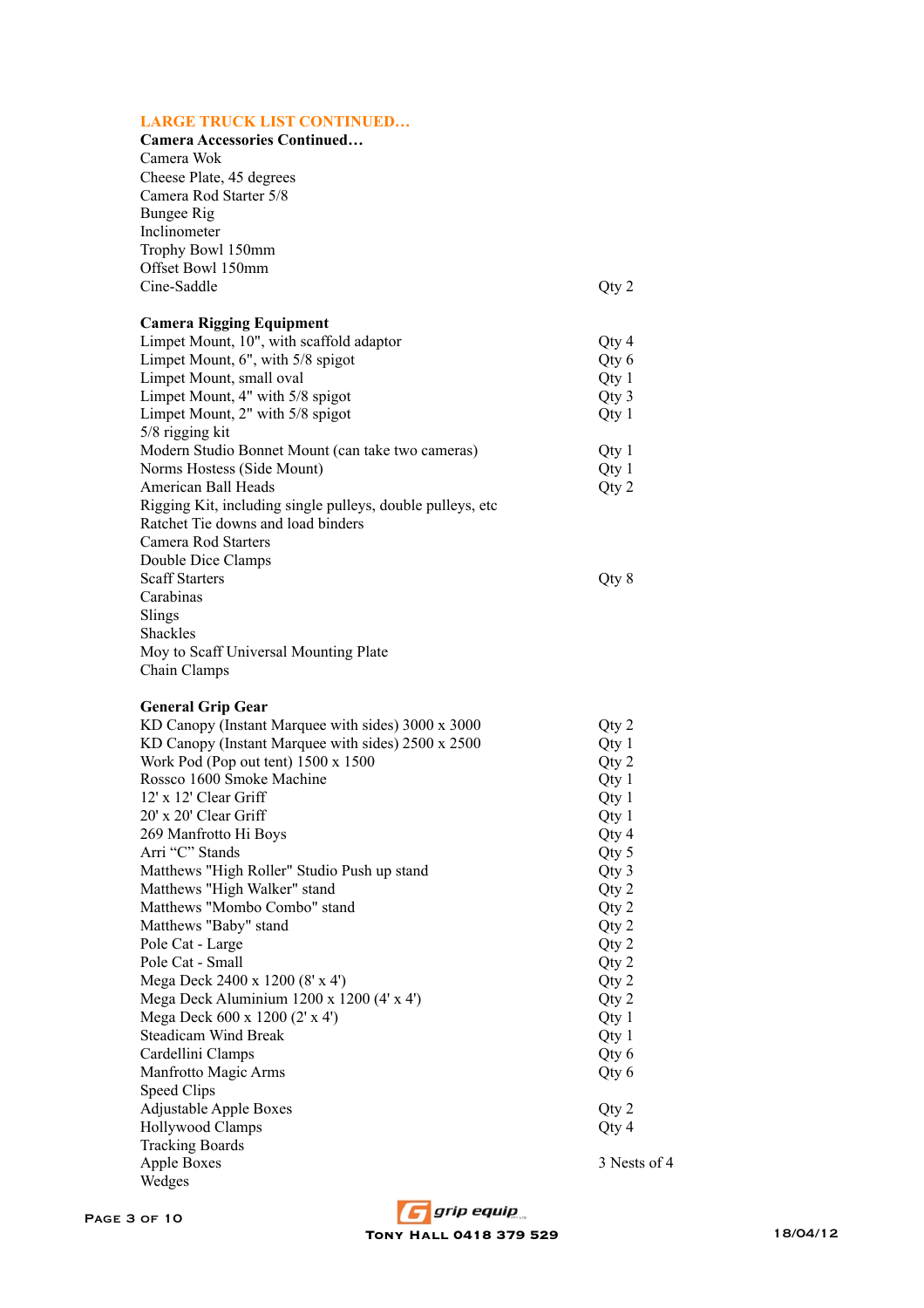## LARGE TRUCK LIST CONTINUED…

### Camera Accessories Continued…

| Item | Qty |
|---|---|
| Camera Wok | |
| Cheese Plate, 45 degrees | |
| Camera Rod Starter 5/8 | |
| Bungee Rig | |
| Inclinometer | |
| Trophy Bowl 150mm | |
| Offset Bowl 150mm | |
| Cine-Saddle | Qty 2 |

### Camera Rigging Equipment

| Item | Qty |
|---|---|
| Limpet Mount, 10", with scaffold adaptor | Qty 4 |
| Limpet Mount, 6", with 5/8 spigot | Qty 6 |
| Limpet Mount, small oval | Qty 1 |
| Limpet Mount, 4" with 5/8 spigot | Qty 3 |
| Limpet Mount, 2" with 5/8 spigot | Qty 1 |
| 5/8 rigging kit | |
| Modern Studio Bonnet Mount (can take two cameras) | Qty 1 |
| Norms Hostess (Side Mount) | Qty 1 |
| American Ball Heads | Qty 2 |
| Rigging Kit, including single pulleys, double pulleys, etc | |
| Ratchet Tie downs and load binders | |
| Camera Rod Starters | |
| Double Dice Clamps | |
| Scaff Starters | Qty 8 |
| Carabinas | |
| Slings | |
| Shackles | |
| Moy to Scaff Universal Mounting Plate | |
| Chain Clamps | |

### General Grip Gear

| Item | Qty |
|---|---|
| KD Canopy (Instant Marquee with sides) 3000 x 3000 | Qty 2 |
| KD Canopy (Instant Marquee with sides) 2500 x 2500 | Qty 1 |
| Work Pod (Pop out tent) 1500 x 1500 | Qty 2 |
| Rossco 1600 Smoke Machine | Qty 1 |
| 12' x 12' Clear Griff | Qty 1 |
| 20' x 20' Clear Griff | Qty 1 |
| 269 Manfrotto Hi Boys | Qty 4 |
| Arri "C" Stands | Qty 5 |
| Matthews "High Roller" Studio Push up stand | Qty 3 |
| Matthews "High Walker" stand | Qty 2 |
| Matthews "Mombo Combo" stand | Qty 2 |
| Matthews "Baby" stand | Qty 2 |
| Pole Cat - Large | Qty 2 |
| Pole Cat - Small | Qty 2 |
| Mega Deck 2400 x 1200 (8' x 4') | Qty 2 |
| Mega Deck Aluminium 1200 x 1200 (4' x 4') | Qty 2 |
| Mega Deck 600 x 1200 (2' x 4') | Qty 1 |
| Steadicam Wind Break | Qty 1 |
| Cardellini Clamps | Qty 6 |
| Manfrotto Magic Arms | Qty 6 |
| Speed Clips | |
| Adjustable Apple Boxes | Qty 2 |
| Hollywood Clamps | Qty 4 |
| Tracking Boards | |
| Apple Boxes | 3 Nests of 4 |
| Wedges | |

grip equip
Tony Hall 0418 379 529

18/04/12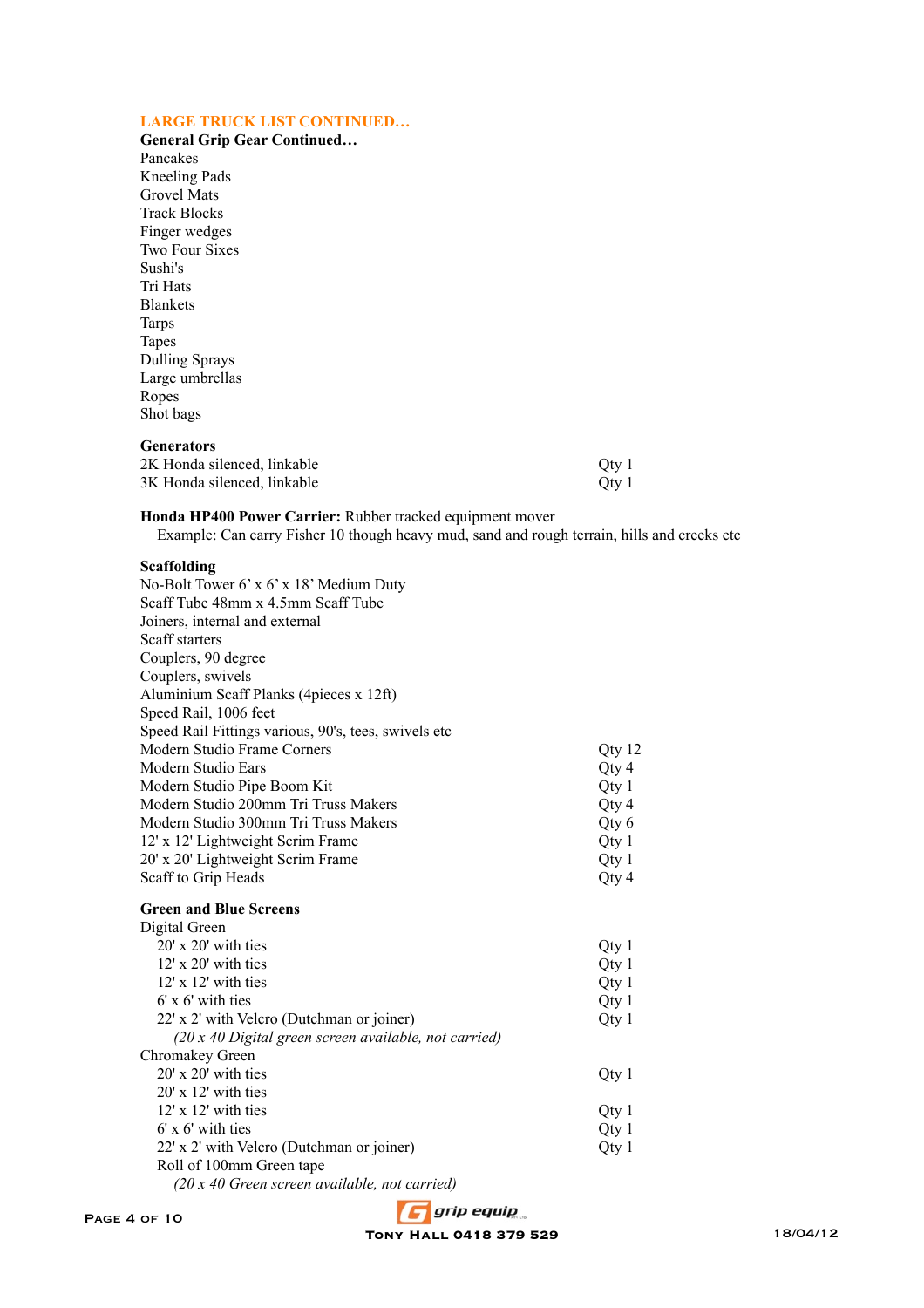## LARGE TRUCK LIST CONTINUED…

**General Grip Gear Continued…**

Pancakes
Kneeling Pads
Grovel Mats
Track Blocks
Finger wedges
Two Four Sixes
Sushi's
Tri Hats
Blankets
Tarps
Tapes
Dulling Sprays
Large umbrellas
Ropes
Shot bags

**Generators**

| | |
|---|---|
| 2K Honda silenced, linkable | Qty 1 |
| 3K Honda silenced, linkable | Qty 1 |

**Honda HP400 Power Carrier:** Rubber tracked equipment mover
Example: Can carry Fisher 10 though heavy mud, sand and rough terrain, hills and creeks etc

**Scaffolding**

| | |
|---|---|
| No-Bolt Tower 6' x 6' x 18' Medium Duty | |
| Scaff Tube 48mm x 4.5mm Scaff Tube | |
| Joiners, internal and external | |
| Scaff starters | |
| Couplers, 90 degree | |
| Couplers, swivels | |
| Aluminium Scaff Planks (4pieces x 12ft) | |
| Speed Rail, 1006 feet | |
| Speed Rail Fittings various, 90's, tees, swivels etc | |
| Modern Studio Frame Corners | Qty 12 |
| Modern Studio Ears | Qty 4 |
| Modern Studio Pipe Boom Kit | Qty 1 |
| Modern Studio 200mm Tri Truss Makers | Qty 4 |
| Modern Studio 300mm Tri Truss Makers | Qty 6 |
| 12' x 12' Lightweight Scrim Frame | Qty 1 |
| 20' x 20' Lightweight Scrim Frame | Qty 1 |
| Scaff to Grip Heads | Qty 4 |

**Green and Blue Screens**

| | |
|---|---|
| Digital Green | |
| 20' x 20' with ties | Qty 1 |
| 12' x 20' with ties | Qty 1 |
| 12' x 12' with ties | Qty 1 |
| 6' x 6' with ties | Qty 1 |
| 22' x 2' with Velcro (Dutchman or joiner) | Qty 1 |
| *(20 x 40 Digital green screen available, not carried)* | |
| Chromakey Green | |
| 20' x 20' with ties | Qty 1 |
| 20' x 12' with ties | |
| 12' x 12' with ties | Qty 1 |
| 6' x 6' with ties | Qty 1 |
| 22' x 2' with Velcro (Dutchman or joiner) | Qty 1 |
| Roll of 100mm Green tape | |
| *(20 x 40 Green screen available, not carried)* | |

grip equip
TONY HALL 0418 379 529
18/04/12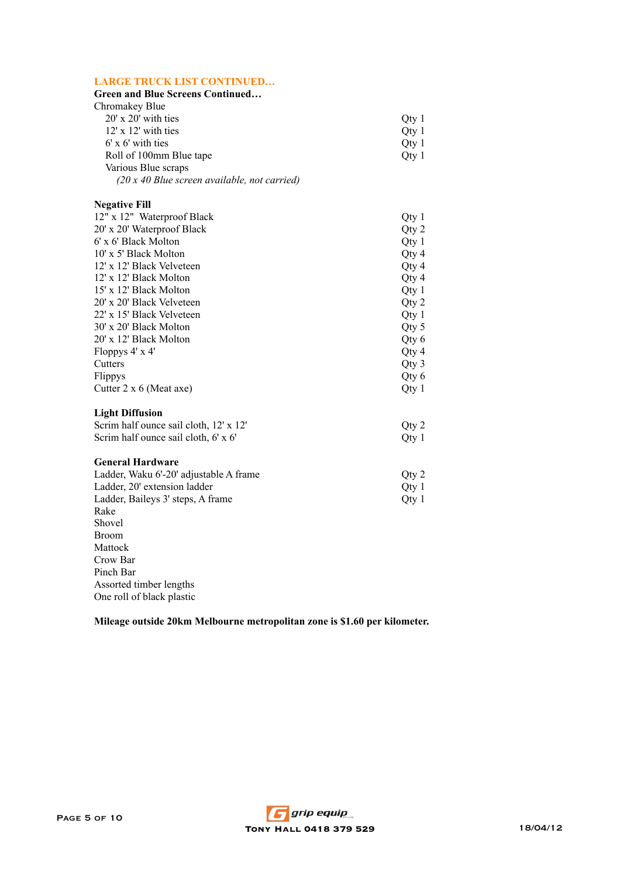## LARGE TRUCK LIST CONTINUED…

**Green and Blue Screens Continued…**

Chromakey Blue

| Item | Qty |
|---|---|
| 20' x 20' with ties | Qty 1 |
| 12' x 12' with ties | Qty 1 |
| 6' x 6' with ties | Qty 1 |
| Roll of 100mm Blue tape | Qty 1 |
| Various Blue scraps | |

*(20 x 40 Blue screen available, not carried)*

**Negative Fill**

| Item | Qty |
|---|---|
| 12" x 12" Waterproof Black | Qty 1 |
| 20' x 20' Waterproof Black | Qty 2 |
| 6' x 6' Black Molton | Qty 1 |
| 10' x 5' Black Molton | Qty 4 |
| 12' x 12' Black Velveteen | Qty 4 |
| 12' x 12' Black Molton | Qty 4 |
| 15' x 12' Black Molton | Qty 1 |
| 20' x 20' Black Velveteen | Qty 2 |
| 22' x 15' Black Velveteen | Qty 1 |
| 30' x 20' Black Molton | Qty 5 |
| 20' x 12' Black Molton | Qty 6 |
| Floppys 4' x 4' | Qty 4 |
| Cutters | Qty 3 |
| Flippys | Qty 6 |
| Cutter 2 x 6 (Meat axe) | Qty 1 |

**Light Diffusion**

| Item | Qty |
|---|---|
| Scrim half ounce sail cloth, 12' x 12' | Qty 2 |
| Scrim half ounce sail cloth, 6' x 6' | Qty 1 |

**General Hardware**

| Item | Qty |
|---|---|
| Ladder, Waku 6'-20' adjustable A frame | Qty 2 |
| Ladder, 20' extension ladder | Qty 1 |
| Ladder, Baileys 3' steps, A frame | Qty 1 |
| Rake | |
| Shovel | |
| Broom | |
| Mattock | |
| Crow Bar | |
| Pinch Bar | |
| Assorted timber lengths | |
| One roll of black plastic | |

**Mileage outside 20km Melbourne metropolitan zone is $1.60 per kilometer.**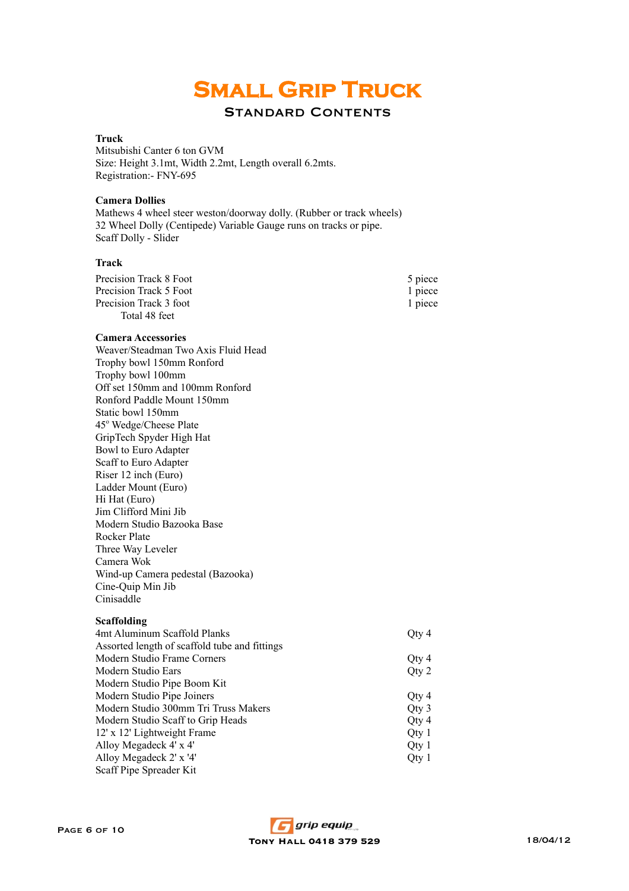# Small Grip Truck

## Standard Contents

**Truck**
Mitsubishi Canter 6 ton GVM
Size: Height 3.1mt, Width 2.2mt, Length overall 6.2mts.
Registration:- FNY-695

**Camera Dollies**
Mathews 4 wheel steer weston/doorway dolly. (Rubber or track wheels)
32 Wheel Dolly (Centipede) Variable Gauge runs on tracks or pipe.
Scaff Dolly - Slider

**Track**

| | |
|---|---|
| Precision Track 8 Foot | 5 piece |
| Precision Track 5 Foot | 1 piece |
| Precision Track 3 foot | 1 piece |
| Total 48 feet | |

**Camera Accessories**
Weaver/Steadman Two Axis Fluid Head
Trophy bowl 150mm Ronford
Trophy bowl 100mm
Off set 150mm and 100mm Ronford
Ronford Paddle Mount 150mm
Static bowl 150mm
45° Wedge/Cheese Plate
GripTech Spyder High Hat
Bowl to Euro Adapter
Scaff to Euro Adapter
Riser 12 inch (Euro)
Ladder Mount (Euro)
Hi Hat (Euro)
Jim Clifford Mini Jib
Modern Studio Bazooka Base
Rocker Plate
Three Way Leveler
Camera Wok
Wind-up Camera pedestal (Bazooka)
Cine-Quip Min Jib
Cinisaddle

**Scaffolding**

| | |
|---|---|
| 4mt Aluminum Scaffold Planks | Qty 4 |
| Assorted length of scaffold tube and fittings | |
| Modern Studio Frame Corners | Qty 4 |
| Modern Studio Ears | Qty 2 |
| Modern Studio Pipe Boom Kit | |
| Modern Studio Pipe Joiners | Qty 4 |
| Modern Studio 300mm Tri Truss Makers | Qty 3 |
| Modern Studio Scaff to Grip Heads | Qty 4 |
| 12' x 12' Lightweight Frame | Qty 1 |
| Alloy Megadeck 4' x 4' | Qty 1 |
| Alloy Megadeck 2' x '4' | Qty 1 |
| Scaff Pipe Spreader Kit | |

grip equip
Tony Hall 0418 379 529
18/04/12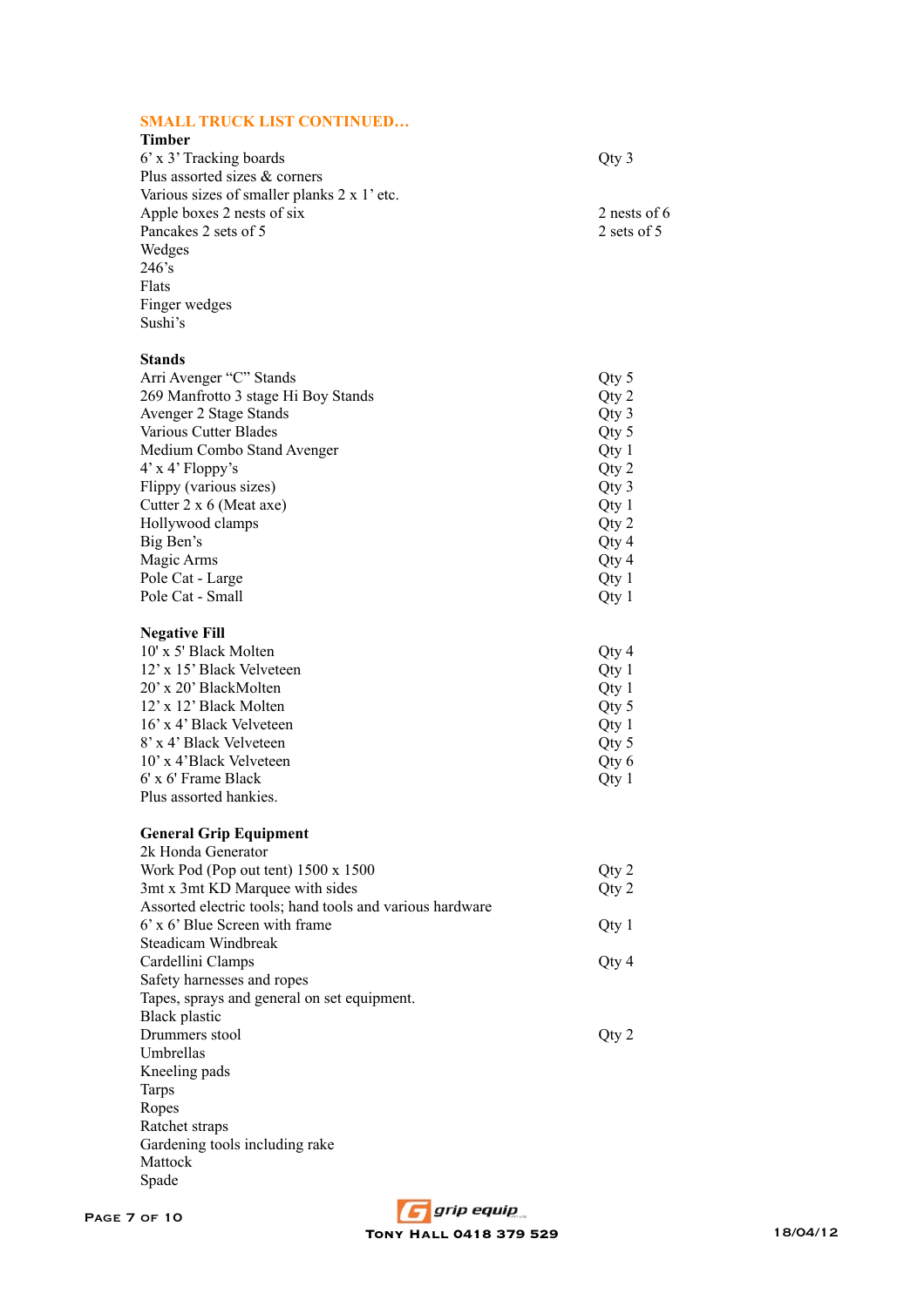## SMALL TRUCK LIST CONTINUED…

### Timber

| Item | Qty |
|---|---|
| 6' x 3' Tracking boards | Qty 3 |
| Plus assorted sizes & corners | |
| Various sizes of smaller planks 2 x 1' etc. | |
| Apple boxes 2 nests of six | 2 nests of 6 |
| Pancakes 2 sets of 5 | 2 sets of 5 |
| Wedges | |
| 246's | |
| Flats | |
| Finger wedges | |
| Sushi's | |

### Stands

| Item | Qty |
|---|---|
| Arri Avenger "C" Stands | Qty 5 |
| 269 Manfrotto 3 stage Hi Boy Stands | Qty 2 |
| Avenger 2 Stage Stands | Qty 3 |
| Various Cutter Blades | Qty 5 |
| Medium Combo Stand Avenger | Qty 1 |
| 4' x 4' Floppy's | Qty 2 |
| Flippy (various sizes) | Qty 3 |
| Cutter 2 x 6 (Meat axe) | Qty 1 |
| Hollywood clamps | Qty 2 |
| Big Ben's | Qty 4 |
| Magic Arms | Qty 4 |
| Pole Cat - Large | Qty 1 |
| Pole Cat - Small | Qty 1 |

### Negative Fill

| Item | Qty |
|---|---|
| 10' x 5' Black Molten | Qty 4 |
| 12' x 15' Black Velveteen | Qty 1 |
| 20' x 20' BlackMolten | Qty 1 |
| 12' x 12' Black Molten | Qty 5 |
| 16' x 4' Black Velveteen | Qty 1 |
| 8' x 4' Black Velveteen | Qty 5 |
| 10' x 4'Black Velveteen | Qty 6 |
| 6' x 6' Frame Black | Qty 1 |
| Plus assorted hankies. | |

### General Grip Equipment

| Item | Qty |
|---|---|
| 2k Honda Generator | |
| Work Pod (Pop out tent) 1500 x 1500 | Qty 2 |
| 3mt x 3mt KD Marquee with sides | Qty 2 |
| Assorted electric tools; hand tools and various hardware | |
| 6' x 6' Blue Screen with frame | Qty 1 |
| Steadicam Windbreak | |
| Cardellini Clamps | Qty 4 |
| Safety harnesses and ropes | |
| Tapes, sprays and general on set equipment. | |
| Black plastic | |
| Drummers stool | Qty 2 |
| Umbrellas | |
| Kneeling pads | |
| Tarps | |
| Ropes | |
| Ratchet straps | |
| Gardening tools including rake | |
| Mattock | |
| Spade | |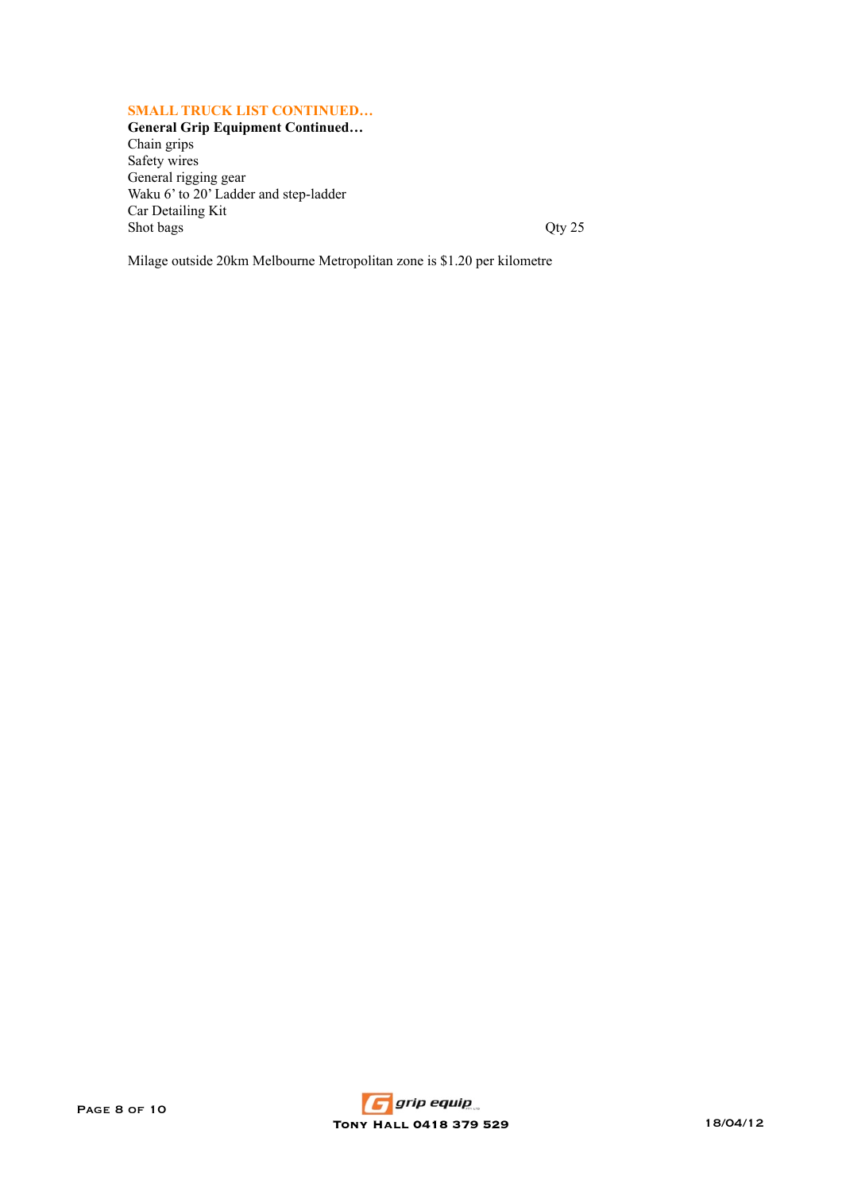## SMALL TRUCK LIST CONTINUED…

**General Grip Equipment Continued…**

Chain grips
Safety wires
General rigging gear
Waku 6' to 20' Ladder and step-ladder
Car Detailing Kit
Shot bags Qty 25

Milage outside 20km Melbourne Metropolitan zone is $1.20 per kilometre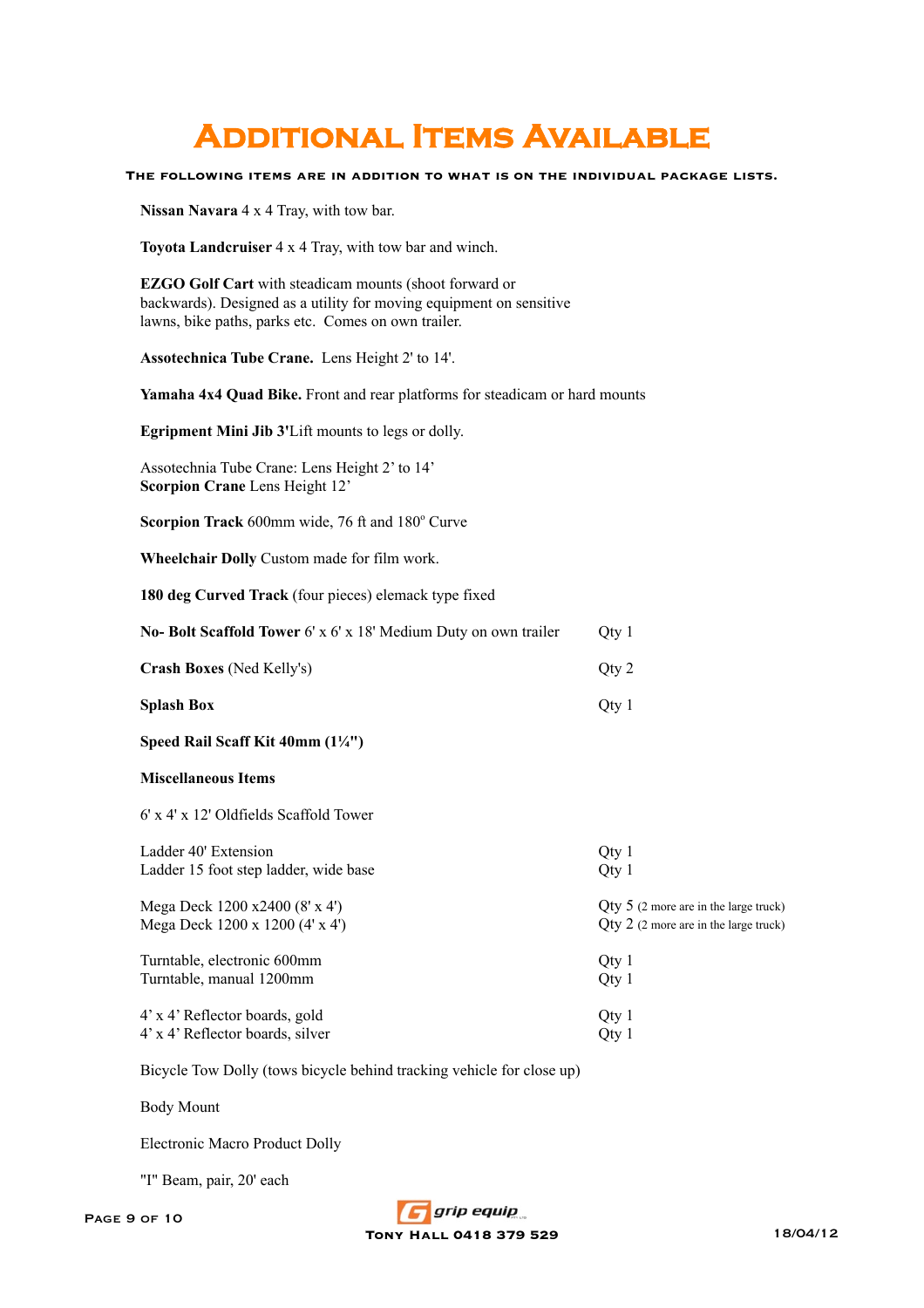# Additional Items Available

**The following items are in addition to what is on the individual package lists.**

**Nissan Navara** 4 x 4 Tray, with tow bar.

**Toyota Landcruiser** 4 x 4 Tray, with tow bar and winch.

**EZGO Golf Cart** with steadicam mounts (shoot forward or backwards). Designed as a utility for moving equipment on sensitive lawns, bike paths, parks etc. Comes on own trailer.

**Assotechnica Tube Crane.** Lens Height 2' to 14'.

**Yamaha 4x4 Quad Bike.** Front and rear platforms for steadicam or hard mounts

**Egripment Mini Jib 3'**Lift mounts to legs or dolly.

Assotechnia Tube Crane: Lens Height 2' to 14'
**Scorpion Crane** Lens Height 12'

**Scorpion Track** 600mm wide, 76 ft and 180° Curve

**Wheelchair Dolly** Custom made for film work.

**180 deg Curved Track** (four pieces) elemack type fixed

| | |
|---|---|
| **No- Bolt Scaffold Tower** 6' x 6' x 18' Medium Duty on own trailer | Qty 1 |
| **Crash Boxes** (Ned Kelly's) | Qty 2 |
| **Splash Box** | Qty 1 |

**Speed Rail Scaff Kit 40mm (1¼")**

**Miscellaneous Items**

6' x 4' x 12' Oldfields Scaffold Tower

| | |
|---|---|
| Ladder 40' Extension | Qty 1 |
| Ladder 15 foot step ladder, wide base | Qty 1 |
| Mega Deck 1200 x2400 (8' x 4') | Qty 5 (2 more are in the large truck) |
| Mega Deck 1200 x 1200 (4' x 4') | Qty 2 (2 more are in the large truck) |
| Turntable, electronic 600mm | Qty 1 |
| Turntable, manual 1200mm | Qty 1 |
| 4' x 4' Reflector boards, gold | Qty 1 |
| 4' x 4' Reflector boards, silver | Qty 1 |

Bicycle Tow Dolly (tows bicycle behind tracking vehicle for close up)

Body Mount

Electronic Macro Product Dolly

"I" Beam, pair, 20' each

grip equip
Tony Hall 0418 379 529
18/04/12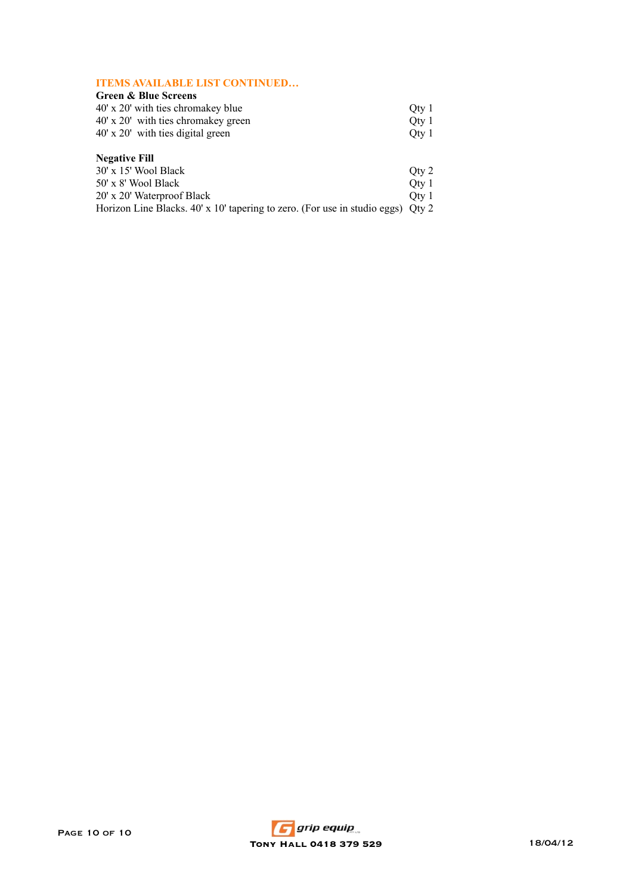## ITEMS AVAILABLE LIST CONTINUED…

**Green & Blue Screens**

| | |
|---|---|
| 40' x 20' with ties chromakey blue | Qty 1 |
| 40' x 20' with ties chromakey green | Qty 1 |
| 40' x 20' with ties digital green | Qty 1 |

**Negative Fill**

| | |
|---|---|
| 30' x 15' Wool Black | Qty 2 |
| 50' x 8' Wool Black | Qty 1 |
| 20' x 20' Waterproof Black | Qty 1 |
| Horizon Line Blacks. 40' x 10' tapering to zero. (For use in studio eggs) | Qty 2 |

grip equip

Tony Hall 0418 379 529

18/04/12